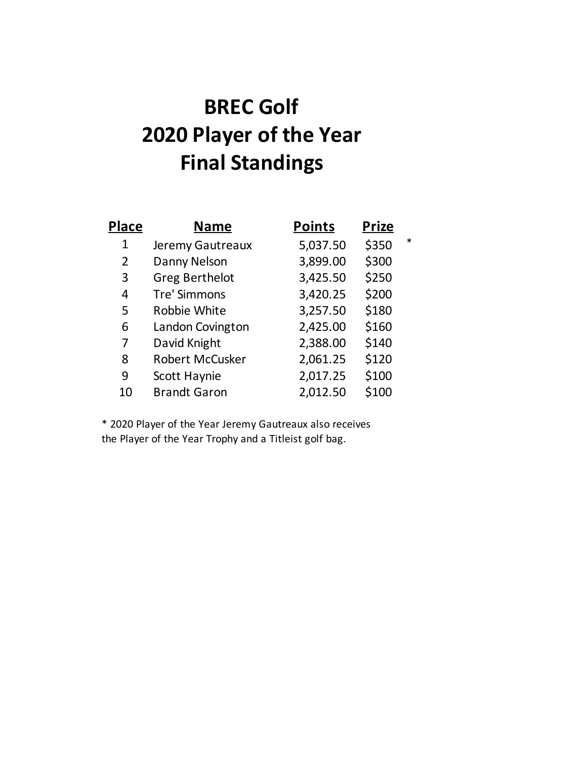# BREC Golf
# 2020 Player of the Year
# Final Standings

| Place | Name | Points | Prize | |
|---|---|---|---|---|
| 1 | Jeremy Gautreaux | 5,037.50 | $350 | * |
| 2 | Danny Nelson | 3,899.00 | $300 | |
| 3 | Greg Berthelot | 3,425.50 | $250 | |
| 4 | Tre' Simmons | 3,420.25 | $200 | |
| 5 | Robbie White | 3,257.50 | $180 | |
| 6 | Landon Covington | 2,425.00 | $160 | |
| 7 | David Knight | 2,388.00 | $140 | |
| 8 | Robert McCusker | 2,061.25 | $120 | |
| 9 | Scott Haynie | 2,017.25 | $100 | |
| 10 | Brandt Garon | 2,012.50 | $100 | |

* 2020 Player of the Year Jeremy Gautreaux also receives the Player of the Year Trophy and a Titleist golf bag.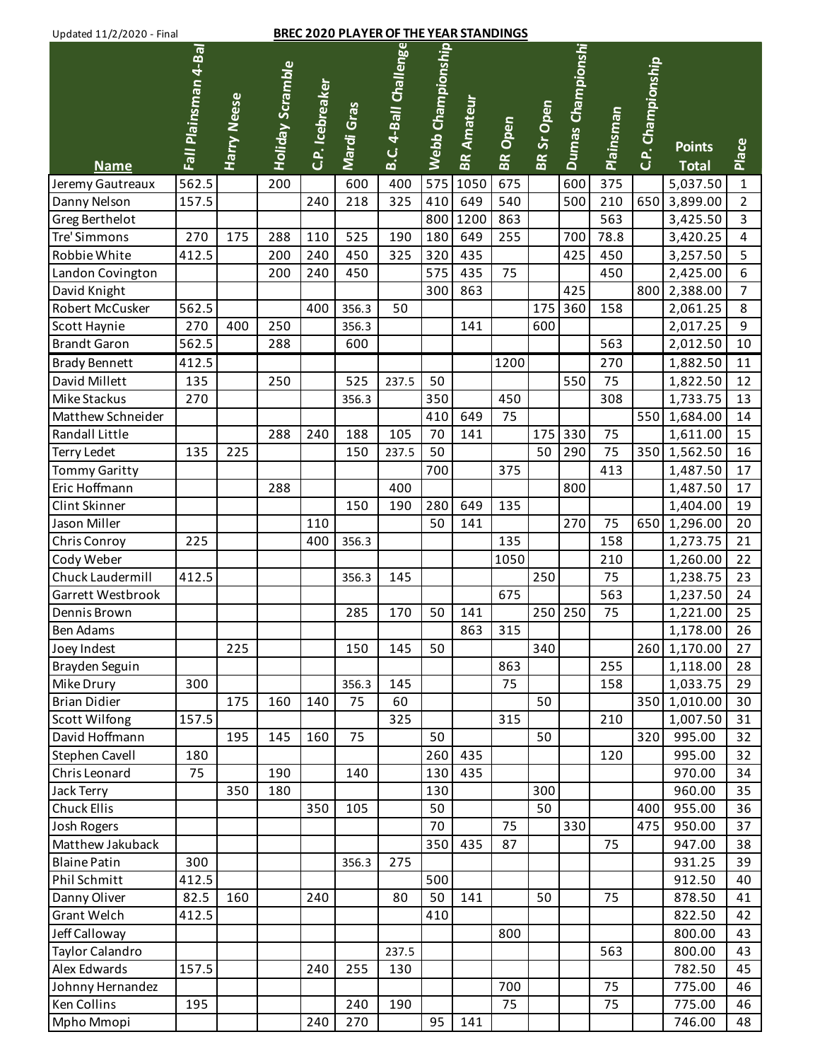Updated 11/2/2020 - Final

**BREC 2020 PLAYER OF THE YEAR STANDINGS**

| Name | Fall Plainsman 4-Bal | Harry Neese | Holiday Scramble | C.P. Icebreaker | Mardi Gras | B.C. 4-Ball Challenge | Webb Championship | BR Amateur | BR Open | BR Sr Open | Dumas Championshi | Plainsman | C.P. Championship | Points Total | Place |
|---|---|---|---|---|---|---|---|---|---|---|---|---|---|---|---|
| Jeremy Gautreaux | 562.5 | | 200 | | 600 | 400 | 575 | 1050 | 675 | | 600 | 375 | | 5,037.50 | 1 |
| Danny Nelson | 157.5 | | | 240 | 218 | 325 | 410 | 649 | 540 | | 500 | 210 | 650 | 3,899.00 | 2 |
| Greg Berthelot | | | | | | | 800 | 1200 | 863 | | | 563 | | 3,425.50 | 3 |
| Tre' Simmons | 270 | 175 | 288 | 110 | 525 | 190 | 180 | 649 | 255 | | 700 | 78.8 | | 3,420.25 | 4 |
| Robbie White | 412.5 | | 200 | 240 | 450 | 325 | 320 | 435 | | | 425 | 450 | | 3,257.50 | 5 |
| Landon Covington | | | 200 | 240 | 450 | | 575 | 435 | 75 | | | 450 | | 2,425.00 | 6 |
| David Knight | | | | | | | 300 | 863 | | | 425 | | 800 | 2,388.00 | 7 |
| Robert McCusker | 562.5 | | | 400 | 356.3 | 50 | | | | 175 | 360 | 158 | | 2,061.25 | 8 |
| Scott Haynie | 270 | 400 | 250 | | 356.3 | | | 141 | | 600 | | | | 2,017.25 | 9 |
| Brandt Garon | 562.5 | | 288 | | 600 | | | | | | | 563 | | 2,012.50 | 10 |
| Brady Bennett | 412.5 | | | | | | | | 1200 | | | 270 | | 1,882.50 | 11 |
| David Millett | 135 | | 250 | | 525 | 237.5 | 50 | | | | 550 | 75 | | 1,822.50 | 12 |
| Mike Stackus | 270 | | | | 356.3 | | 350 | | 450 | | | 308 | | 1,733.75 | 13 |
| Matthew Schneider | | | | | | | 410 | 649 | 75 | | | | 550 | 1,684.00 | 14 |
| Randall Little | | | 288 | 240 | 188 | 105 | 70 | 141 | | 175 | 330 | 75 | | 1,611.00 | 15 |
| Terry Ledet | 135 | 225 | | | 150 | 237.5 | 50 | | | 50 | 290 | 75 | 350 | 1,562.50 | 16 |
| Tommy Garitty | | | | | | | 700 | | 375 | | | 413 | | 1,487.50 | 17 |
| Eric Hoffmann | | | 288 | | | 400 | | | | | 800 | | | 1,487.50 | 17 |
| Clint Skinner | | | | | 150 | 190 | 280 | 649 | 135 | | | | | 1,404.00 | 19 |
| Jason Miller | | | | 110 | | | 50 | 141 | | | 270 | 75 | 650 | 1,296.00 | 20 |
| Chris Conroy | 225 | | | 400 | 356.3 | | | | 135 | | | 158 | | 1,273.75 | 21 |
| Cody Weber | | | | | | | | | 1050 | | | 210 | | 1,260.00 | 22 |
| Chuck Laudermill | 412.5 | | | | 356.3 | 145 | | | | 250 | | 75 | | 1,238.75 | 23 |
| Garrett Westbrook | | | | | | | | | 675 | | | 563 | | 1,237.50 | 24 |
| Dennis Brown | | | | | 285 | 170 | 50 | 141 | | 250 | 250 | 75 | | 1,221.00 | 25 |
| Ben Adams | | | | | | | | 863 | 315 | | | | | 1,178.00 | 26 |
| Joey Indest | | 225 | | | 150 | 145 | 50 | | | 340 | | | 260 | 1,170.00 | 27 |
| Brayden Seguin | | | | | | | | | 863 | | | 255 | | 1,118.00 | 28 |
| Mike Drury | 300 | | | | 356.3 | 145 | | | 75 | | | 158 | | 1,033.75 | 29 |
| Brian Didier | | 175 | 160 | 140 | 75 | 60 | | | | 50 | | | 350 | 1,010.00 | 30 |
| Scott Wilfong | 157.5 | | | | | 325 | | | 315 | | | 210 | | 1,007.50 | 31 |
| David Hoffmann | | 195 | 145 | 160 | 75 | | 50 | | | 50 | | | 320 | 995.00 | 32 |
| Stephen Cavell | 180 | | | | | | 260 | 435 | | | | 120 | | 995.00 | 32 |
| Chris Leonard | 75 | | 190 | | 140 | | 130 | 435 | | | | | | 970.00 | 34 |
| Jack Terry | | 350 | 180 | | | | 130 | | | 300 | | | | 960.00 | 35 |
| Chuck Ellis | | | | 350 | 105 | | 50 | | | 50 | | | 400 | 955.00 | 36 |
| Josh Rogers | | | | | | | 70 | | 75 | | 330 | | 475 | 950.00 | 37 |
| Matthew Jakuback | | | | | | | 350 | 435 | 87 | | | 75 | | 947.00 | 38 |
| Blaine Patin | 300 | | | | 356.3 | 275 | | | | | | | | 931.25 | 39 |
| Phil Schmitt | 412.5 | | | | | | 500 | | | | | | | 912.50 | 40 |
| Danny Oliver | 82.5 | 160 | | 240 | | 80 | 50 | 141 | | 50 | | 75 | | 878.50 | 41 |
| Grant Welch | 412.5 | | | | | | 410 | | | | | | | 822.50 | 42 |
| Jeff Calloway | | | | | | | | | 800 | | | | | 800.00 | 43 |
| Taylor Calandro | | | | | | 237.5 | | | | | | 563 | | 800.00 | 43 |
| Alex Edwards | 157.5 | | | 240 | 255 | 130 | | | | | | | | 782.50 | 45 |
| Johnny Hernandez | | | | | | | | | 700 | | | 75 | | 775.00 | 46 |
| Ken Collins | 195 | | | | 240 | 190 | | | 75 | | | 75 | | 775.00 | 46 |
| Mpho Mmopi | | | | 240 | 270 | | 95 | 141 | | | | | | 746.00 | 48 |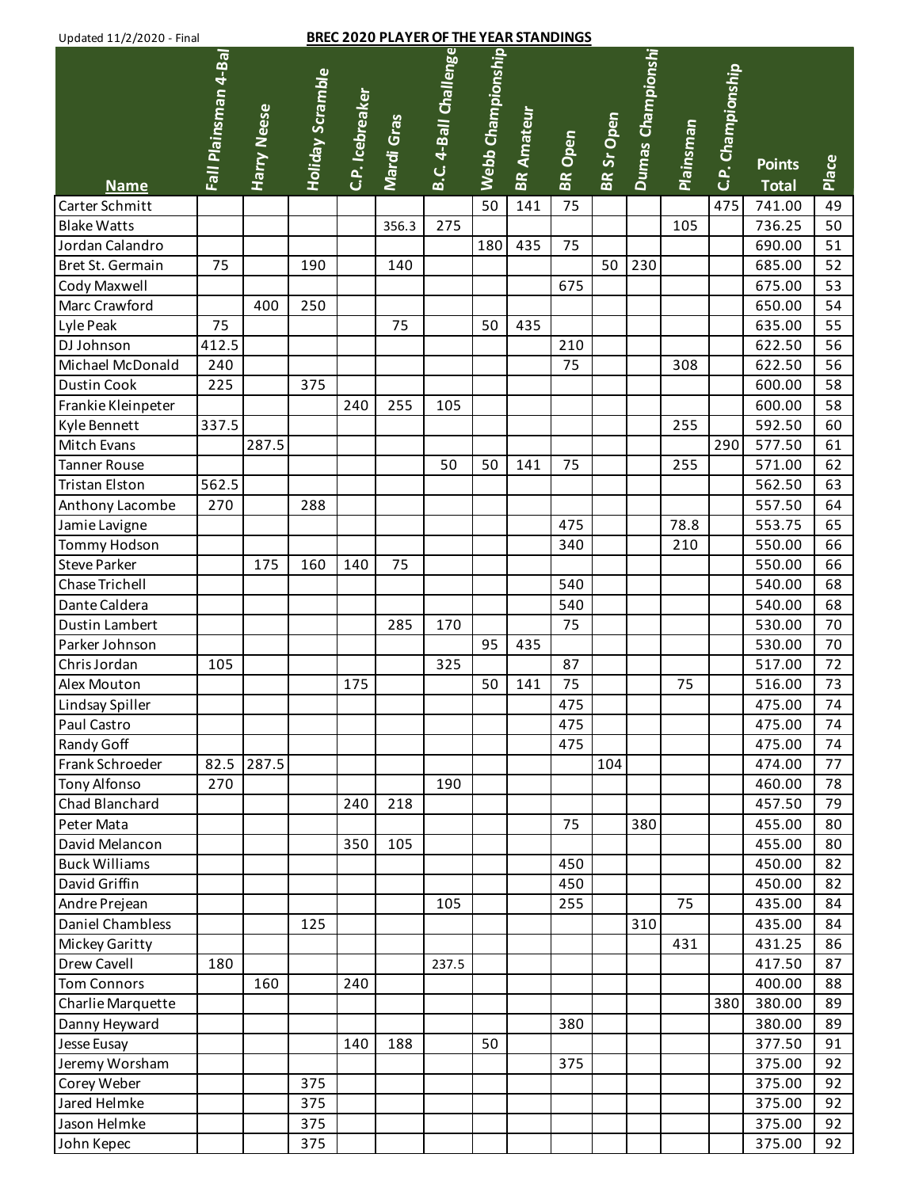Updated 11/2/2020 - Final

**BREC 2020 PLAYER OF THE YEAR STANDINGS**

| Name | Fall Plainsman 4-Bal | Harry Neese | Holiday Scramble | C.P. Icebreaker | Mardi Gras | B.C. 4-Ball Challenge | Webb Championship | BR Amateur | BR Open | BR Sr Open | Dumas Championshi | Plainsman | C.P. Championship | Points Total | Place |
|---|---|---|---|---|---|---|---|---|---|---|---|---|---|---|---|
| Carter Schmitt | | | | | | | 50 | 141 | 75 | | | | 475 | 741.00 | 49 |
| Blake Watts | | | | | 356.3 | 275 | | | | | | 105 | | 736.25 | 50 |
| Jordan Calandro | | | | | | | 180 | 435 | 75 | | | | | 690.00 | 51 |
| Bret St. Germain | 75 | | 190 | | 140 | | | | | 50 | 230 | | | 685.00 | 52 |
| Cody Maxwell | | | | | | | | | 675 | | | | | 675.00 | 53 |
| Marc Crawford | | 400 | 250 | | | | | | | | | | | 650.00 | 54 |
| Lyle Peak | 75 | | | | 75 | | 50 | 435 | | | | | | 635.00 | 55 |
| DJ Johnson | 412.5 | | | | | | | | 210 | | | | | 622.50 | 56 |
| Michael McDonald | 240 | | | | | | | | 75 | | | 308 | | 622.50 | 56 |
| Dustin Cook | 225 | | 375 | | | | | | | | | | | 600.00 | 58 |
| Frankie Kleinpeter | | | | 240 | 255 | 105 | | | | | | | | 600.00 | 58 |
| Kyle Bennett | 337.5 | | | | | | | | | | | 255 | | 592.50 | 60 |
| Mitch Evans | | 287.5 | | | | | | | | | | | 290 | 577.50 | 61 |
| Tanner Rouse | | | | | | 50 | 50 | 141 | 75 | | | 255 | | 571.00 | 62 |
| Tristan Elston | 562.5 | | | | | | | | | | | | | 562.50 | 63 |
| Anthony Lacombe | 270 | | 288 | | | | | | | | | | | 557.50 | 64 |
| Jamie Lavigne | | | | | | | | | 475 | | | 78.8 | | 553.75 | 65 |
| Tommy Hodson | | | | | | | | | 340 | | | 210 | | 550.00 | 66 |
| Steve Parker | | 175 | 160 | 140 | 75 | | | | | | | | | 550.00 | 66 |
| Chase Trichell | | | | | | | | | 540 | | | | | 540.00 | 68 |
| Dante Caldera | | | | | | | | | 540 | | | | | 540.00 | 68 |
| Dustin Lambert | | | | | 285 | 170 | | | 75 | | | | | 530.00 | 70 |
| Parker Johnson | | | | | | | 95 | 435 | | | | | | 530.00 | 70 |
| Chris Jordan | 105 | | | | | 325 | | | 87 | | | | | 517.00 | 72 |
| Alex Mouton | | | | 175 | | | 50 | 141 | 75 | | | 75 | | 516.00 | 73 |
| Lindsay Spiller | | | | | | | | | 475 | | | | | 475.00 | 74 |
| Paul Castro | | | | | | | | | 475 | | | | | 475.00 | 74 |
| Randy Goff | | | | | | | | | 475 | | | | | 475.00 | 74 |
| Frank Schroeder | 82.5 | 287.5 | | | | | | | | 104 | | | | 474.00 | 77 |
| Tony Alfonso | 270 | | | | | 190 | | | | | | | | 460.00 | 78 |
| Chad Blanchard | | | | 240 | 218 | | | | | | | | | 457.50 | 79 |
| Peter Mata | | | | | | | | | 75 | | 380 | | | 455.00 | 80 |
| David Melancon | | | | 350 | 105 | | | | | | | | | 455.00 | 80 |
| Buck Williams | | | | | | | | | 450 | | | | | 450.00 | 82 |
| David Griffin | | | | | | | | | 450 | | | | | 450.00 | 82 |
| Andre Prejean | | | | | | 105 | | | 255 | | | 75 | | 435.00 | 84 |
| Daniel Chambless | | | 125 | | | | | | | | 310 | | | 435.00 | 84 |
| Mickey Garitty | | | | | | | | | | | | 431 | | 431.25 | 86 |
| Drew Cavell | 180 | | | | | 237.5 | | | | | | | | 417.50 | 87 |
| Tom Connors | | 160 | | 240 | | | | | | | | | | 400.00 | 88 |
| Charlie Marquette | | | | | | | | | | | | | 380 | 380.00 | 89 |
| Danny Heyward | | | | | | | | | 380 | | | | | 380.00 | 89 |
| Jesse Eusay | | | | 140 | 188 | | 50 | | | | | | | 377.50 | 91 |
| Jeremy Worsham | | | | | | | | | 375 | | | | | 375.00 | 92 |
| Corey Weber | | | 375 | | | | | | | | | | | 375.00 | 92 |
| Jared Helmke | | | 375 | | | | | | | | | | | 375.00 | 92 |
| Jason Helmke | | | 375 | | | | | | | | | | | 375.00 | 92 |
| John Kepec | | | 375 | | | | | | | | | | | 375.00 | 92 |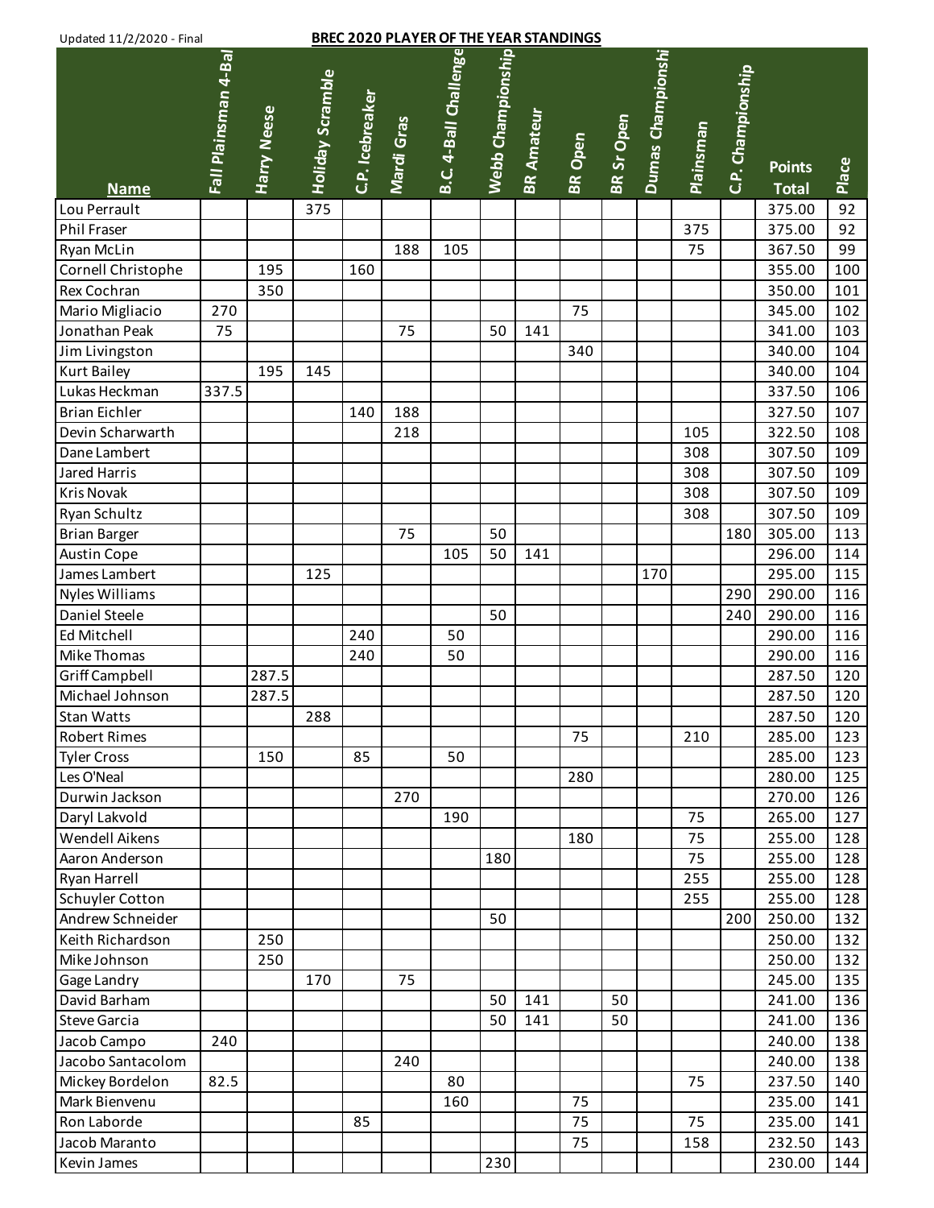Updated 11/2/2020 - Final

## BREC 2020 PLAYER OF THE YEAR STANDINGS

| Name | Fall Plainsman 4-Bal | Harry Neese | Holiday Scramble | C.P. Icebreaker | Mardi Gras | B.C. 4-Ball Challenge | Webb Championship | BR Amateur | BR Open | BR Sr Open | Dumas Championshi | Plainsman | C.P. Championship | Points Total | Place |
|---|---|---|---|---|---|---|---|---|---|---|---|---|---|---|---|
| Lou Perrault | | | 375 | | | | | | | | | | | 375.00 | 92 |
| Phil Fraser | | | | | | | | | | | | 375 | | 375.00 | 92 |
| Ryan McLin | | | | | 188 | 105 | | | | | | 75 | | 367.50 | 99 |
| Cornell Christophe | | 195 | | 160 | | | | | | | | | | 355.00 | 100 |
| Rex Cochran | | 350 | | | | | | | | | | | | 350.00 | 101 |
| Mario Migliacio | 270 | | | | | | | | 75 | | | | | 345.00 | 102 |
| Jonathan Peak | 75 | | | | 75 | | 50 | 141 | | | | | | 341.00 | 103 |
| Jim Livingston | | | | | | | | | 340 | | | | | 340.00 | 104 |
| Kurt Bailey | | 195 | 145 | | | | | | | | | | | 340.00 | 104 |
| Lukas Heckman | 337.5 | | | | | | | | | | | | | 337.50 | 106 |
| Brian Eichler | | | | 140 | 188 | | | | | | | | | 327.50 | 107 |
| Devin Scharwarth | | | | | 218 | | | | | | | 105 | | 322.50 | 108 |
| Dane Lambert | | | | | | | | | | | | 308 | | 307.50 | 109 |
| Jared Harris | | | | | | | | | | | | 308 | | 307.50 | 109 |
| Kris Novak | | | | | | | | | | | | 308 | | 307.50 | 109 |
| Ryan Schultz | | | | | | | | | | | | 308 | | 307.50 | 109 |
| Brian Barger | | | | | 75 | | 50 | | | | | | 180 | 305.00 | 113 |
| Austin Cope | | | | | | 105 | 50 | 141 | | | | | | 296.00 | 114 |
| James Lambert | | | 125 | | | | | | | | 170 | | | 295.00 | 115 |
| Nyles Williams | | | | | | | | | | | | | 290 | 290.00 | 116 |
| Daniel Steele | | | | | | | 50 | | | | | | 240 | 290.00 | 116 |
| Ed Mitchell | | | | 240 | | 50 | | | | | | | | 290.00 | 116 |
| Mike Thomas | | | | 240 | | 50 | | | | | | | | 290.00 | 116 |
| Griff Campbell | | 287.5 | | | | | | | | | | | | 287.50 | 120 |
| Michael Johnson | | 287.5 | | | | | | | | | | | | 287.50 | 120 |
| Stan Watts | | | 288 | | | | | | | | | | | 287.50 | 120 |
| Robert Rimes | | | | | | | | | 75 | | | 210 | | 285.00 | 123 |
| Tyler Cross | | 150 | | 85 | | 50 | | | | | | | | 285.00 | 123 |
| Les O'Neal | | | | | | | | | 280 | | | | | 280.00 | 125 |
| Durwin Jackson | | | | | 270 | | | | | | | | | 270.00 | 126 |
| Daryl Lakvold | | | | | | 190 | | | | | | 75 | | 265.00 | 127 |
| Wendell Aikens | | | | | | | | | 180 | | | 75 | | 255.00 | 128 |
| Aaron Anderson | | | | | | | 180 | | | | | 75 | | 255.00 | 128 |
| Ryan Harrell | | | | | | | | | | | | 255 | | 255.00 | 128 |
| Schuyler Cotton | | | | | | | | | | | | 255 | | 255.00 | 128 |
| Andrew Schneider | | | | | | | 50 | | | | | | 200 | 250.00 | 132 |
| Keith Richardson | | 250 | | | | | | | | | | | | 250.00 | 132 |
| Mike Johnson | | 250 | | | | | | | | | | | | 250.00 | 132 |
| Gage Landry | | | 170 | | 75 | | | | | | | | | 245.00 | 135 |
| David Barham | | | | | | | 50 | 141 | | 50 | | | | 241.00 | 136 |
| Steve Garcia | | | | | | | 50 | 141 | | 50 | | | | 241.00 | 136 |
| Jacob Campo | 240 | | | | | | | | | | | | | 240.00 | 138 |
| Jacobo Santacolom | | | | | 240 | | | | | | | | | 240.00 | 138 |
| Mickey Bordelon | 82.5 | | | | | 80 | | | | | | 75 | | 237.50 | 140 |
| Mark Bienvenu | | | | | | 160 | | | 75 | | | | | 235.00 | 141 |
| Ron Laborde | | | | 85 | | | | | 75 | | | 75 | | 235.00 | 141 |
| Jacob Maranto | | | | | | | | | 75 | | | 158 | | 232.50 | 143 |
| Kevin James | | | | | | | 230 | | | | | | | 230.00 | 144 |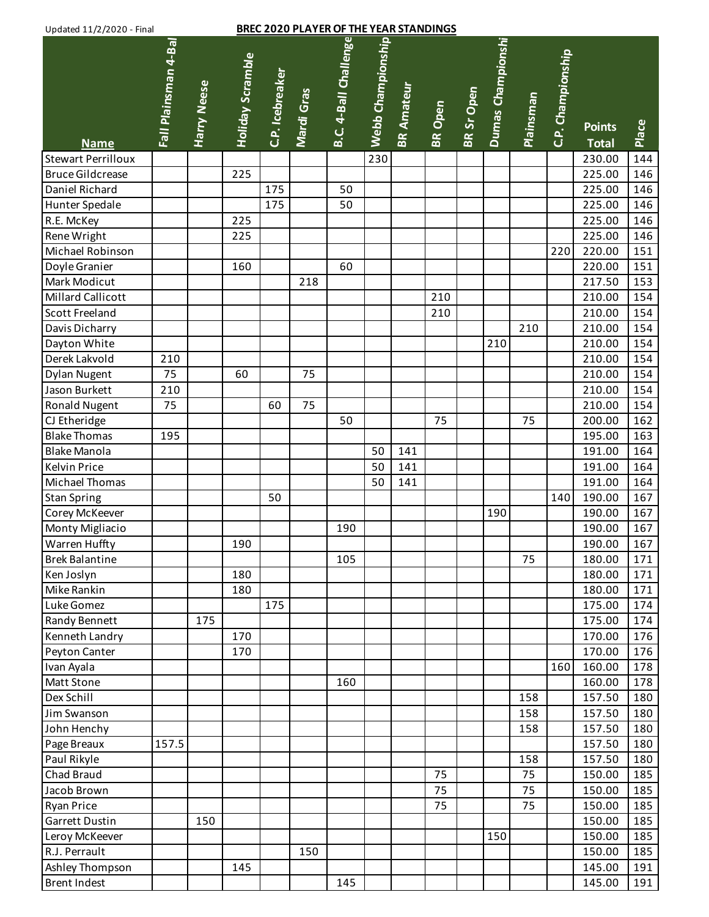Updated 11/2/2020 - Final

**BREC 2020 PLAYER OF THE YEAR STANDINGS**

| Name | Fall Plainsman 4-Bal | Harry Neese | Holiday Scramble | C.P. Icebreaker | Mardi Gras | B.C. 4-Ball Challenge | Webb Championship | BR Amateur | BR Open | BR Sr Open | Dumas Championshi | Plainsman | C.P. Championship | Points Total | Place |
|---|---|---|---|---|---|---|---|---|---|---|---|---|---|---|---|
| Stewart Perrilloux | | | | | | | 230 | | | | | | | 230.00 | 144 |
| Bruce Gildcrease | | | 225 | | | | | | | | | | | 225.00 | 146 |
| Daniel Richard | | | | 175 | | 50 | | | | | | | | 225.00 | 146 |
| Hunter Spedale | | | | 175 | | 50 | | | | | | | | 225.00 | 146 |
| R.E. McKey | | | 225 | | | | | | | | | | | 225.00 | 146 |
| Rene Wright | | | 225 | | | | | | | | | | | 225.00 | 146 |
| Michael Robinson | | | | | | | | | | | | | 220 | 220.00 | 151 |
| Doyle Granier | | | 160 | | | 60 | | | | | | | | 220.00 | 151 |
| Mark Modicut | | | | | 218 | | | | | | | | | 217.50 | 153 |
| Millard Callicott | | | | | | | | | 210 | | | | | 210.00 | 154 |
| Scott Freeland | | | | | | | | | 210 | | | | | 210.00 | 154 |
| Davis Dicharry | | | | | | | | | | | | 210 | | 210.00 | 154 |
| Dayton White | | | | | | | | | | | 210 | | | 210.00 | 154 |
| Derek Lakvold | 210 | | | | | | | | | | | | | 210.00 | 154 |
| Dylan Nugent | 75 | | 60 | | 75 | | | | | | | | | 210.00 | 154 |
| Jason Burkett | 210 | | | | | | | | | | | | | 210.00 | 154 |
| Ronald Nugent | 75 | | | 60 | 75 | | | | | | | | | 210.00 | 154 |
| CJ Etheridge | | | | | | 50 | | | 75 | | | 75 | | 200.00 | 162 |
| Blake Thomas | 195 | | | | | | | | | | | | | 195.00 | 163 |
| Blake Manola | | | | | | | 50 | 141 | | | | | | 191.00 | 164 |
| Kelvin Price | | | | | | | 50 | 141 | | | | | | 191.00 | 164 |
| Michael Thomas | | | | | | | 50 | 141 | | | | | | 191.00 | 164 |
| Stan Spring | | | | 50 | | | | | | | | | 140 | 190.00 | 167 |
| Corey McKeever | | | | | | | | | | | 190 | | | 190.00 | 167 |
| Monty Migliacio | | | | | | 190 | | | | | | | | 190.00 | 167 |
| Warren Huffty | | | 190 | | | | | | | | | | | 190.00 | 167 |
| Brek Balantine | | | | | | 105 | | | | | | 75 | | 180.00 | 171 |
| Ken Joslyn | | | 180 | | | | | | | | | | | 180.00 | 171 |
| Mike Rankin | | | 180 | | | | | | | | | | | 180.00 | 171 |
| Luke Gomez | | | | 175 | | | | | | | | | | 175.00 | 174 |
| Randy Bennett | | 175 | | | | | | | | | | | | 175.00 | 174 |
| Kenneth Landry | | | 170 | | | | | | | | | | | 170.00 | 176 |
| Peyton Canter | | | 170 | | | | | | | | | | | 170.00 | 176 |
| Ivan Ayala | | | | | | | | | | | | | 160 | 160.00 | 178 |
| Matt Stone | | | | | | 160 | | | | | | | | 160.00 | 178 |
| Dex Schill | | | | | | | | | | | | 158 | | 157.50 | 180 |
| Jim Swanson | | | | | | | | | | | | 158 | | 157.50 | 180 |
| John Henchy | | | | | | | | | | | | 158 | | 157.50 | 180 |
| Page Breaux | 157.5 | | | | | | | | | | | | | 157.50 | 180 |
| Paul Rikyle | | | | | | | | | | | | 158 | | 157.50 | 180 |
| Chad Braud | | | | | | | | | 75 | | | 75 | | 150.00 | 185 |
| Jacob Brown | | | | | | | | | 75 | | | 75 | | 150.00 | 185 |
| Ryan Price | | | | | | | | | 75 | | | 75 | | 150.00 | 185 |
| Garrett Dustin | | 150 | | | | | | | | | | | | 150.00 | 185 |
| Leroy McKeever | | | | | | | | | | | 150 | | | 150.00 | 185 |
| R.J. Perrault | | | | | 150 | | | | | | | | | 150.00 | 185 |
| Ashley Thompson | | | 145 | | | | | | | | | | | 145.00 | 191 |
| Brent Indest | | | | | | 145 | | | | | | | | 145.00 | 191 |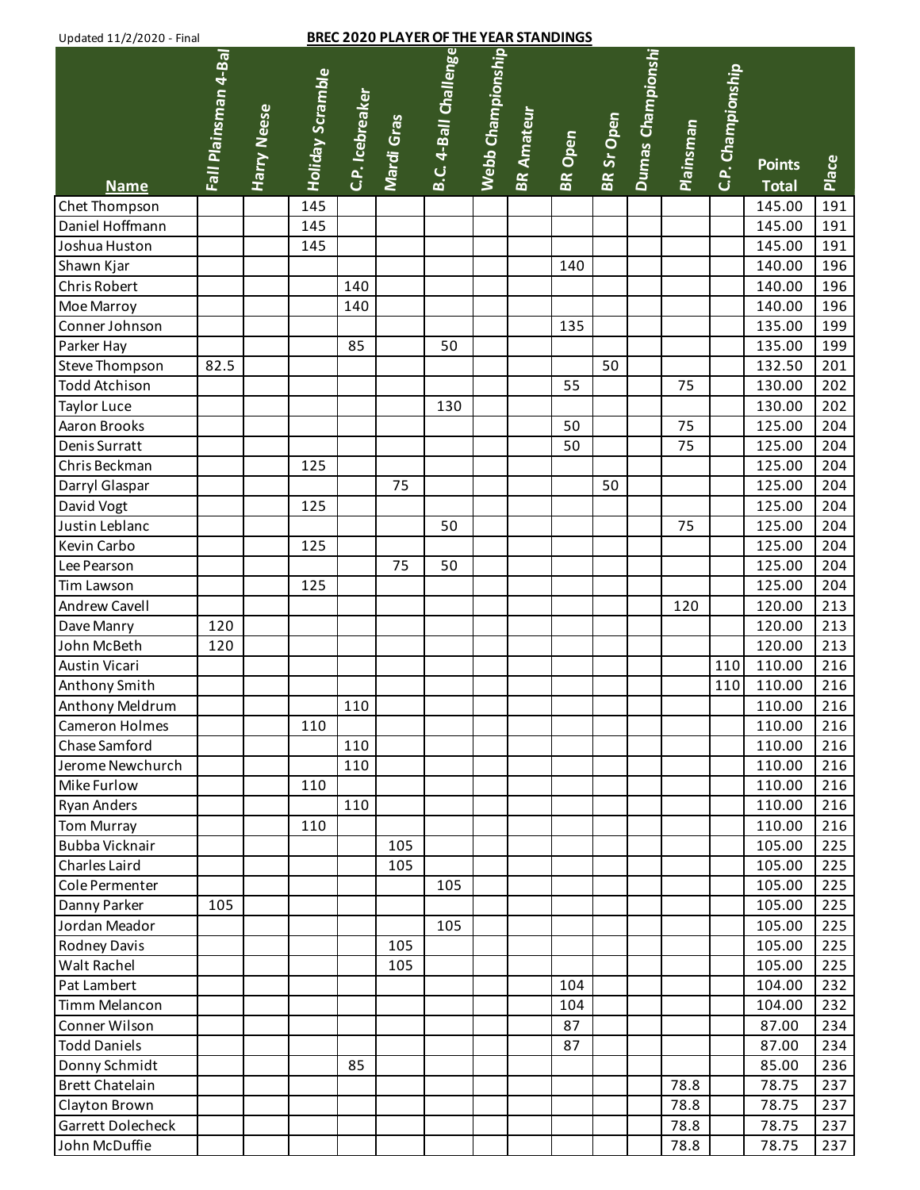Updated 11/2/2020 - Final

**BREC 2020 PLAYER OF THE YEAR STANDINGS**

| Name | Fall Plainsman 4-Bal | Harry Neese | Holiday Scramble | C.P. Icebreaker | Mardi Gras | B.C. 4-Ball Challenge | Webb Championship | BR Amateur | BR Open | BR Sr Open | Dumas Championshi | Plainsman | C.P. Championship | Points Total | Place |
|---|---|---|---|---|---|---|---|---|---|---|---|---|---|---|---|
| Chet Thompson | | | 145 | | | | | | | | | | | 145.00 | 191 |
| Daniel Hoffmann | | | 145 | | | | | | | | | | | 145.00 | 191 |
| Joshua Huston | | | 145 | | | | | | | | | | | 145.00 | 191 |
| Shawn Kjar | | | | | | | | | 140 | | | | | 140.00 | 196 |
| Chris Robert | | | | 140 | | | | | | | | | | 140.00 | 196 |
| Moe Marroy | | | | 140 | | | | | | | | | | 140.00 | 196 |
| Conner Johnson | | | | | | | | | 135 | | | | | 135.00 | 199 |
| Parker Hay | | | | 85 | | 50 | | | | | | | | 135.00 | 199 |
| Steve Thompson | 82.5 | | | | | | | | | 50 | | | | 132.50 | 201 |
| Todd Atchison | | | | | | | | | 55 | | | 75 | | 130.00 | 202 |
| Taylor Luce | | | | | | 130 | | | | | | | | 130.00 | 202 |
| Aaron Brooks | | | | | | | | | 50 | | | 75 | | 125.00 | 204 |
| Denis Surratt | | | | | | | | | 50 | | | 75 | | 125.00 | 204 |
| Chris Beckman | | | 125 | | | | | | | | | | | 125.00 | 204 |
| Darryl Glaspar | | | | | 75 | | | | | 50 | | | | 125.00 | 204 |
| David Vogt | | | 125 | | | | | | | | | | | 125.00 | 204 |
| Justin Leblanc | | | | | | 50 | | | | | | 75 | | 125.00 | 204 |
| Kevin Carbo | | | 125 | | | | | | | | | | | 125.00 | 204 |
| Lee Pearson | | | | | 75 | 50 | | | | | | | | 125.00 | 204 |
| Tim Lawson | | | 125 | | | | | | | | | | | 125.00 | 204 |
| Andrew Cavell | | | | | | | | | | | | 120 | | 120.00 | 213 |
| Dave Manry | 120 | | | | | | | | | | | | | 120.00 | 213 |
| John McBeth | 120 | | | | | | | | | | | | | 120.00 | 213 |
| Austin Vicari | | | | | | | | | | | | | 110 | 110.00 | 216 |
| Anthony Smith | | | | | | | | | | | | | 110 | 110.00 | 216 |
| Anthony Meldrum | | | | 110 | | | | | | | | | | 110.00 | 216 |
| Cameron Holmes | | | 110 | | | | | | | | | | | 110.00 | 216 |
| Chase Samford | | | | 110 | | | | | | | | | | 110.00 | 216 |
| Jerome Newchurch | | | | 110 | | | | | | | | | | 110.00 | 216 |
| Mike Furlow | | | 110 | | | | | | | | | | | 110.00 | 216 |
| Ryan Anders | | | | 110 | | | | | | | | | | 110.00 | 216 |
| Tom Murray | | | 110 | | | | | | | | | | | 110.00 | 216 |
| Bubba Vicknair | | | | | 105 | | | | | | | | | 105.00 | 225 |
| Charles Laird | | | | | 105 | | | | | | | | | 105.00 | 225 |
| Cole Permenter | | | | | | 105 | | | | | | | | 105.00 | 225 |
| Danny Parker | 105 | | | | | | | | | | | | | 105.00 | 225 |
| Jordan Meador | | | | | | 105 | | | | | | | | 105.00 | 225 |
| Rodney Davis | | | | | 105 | | | | | | | | | 105.00 | 225 |
| Walt Rachel | | | | | 105 | | | | | | | | | 105.00 | 225 |
| Pat Lambert | | | | | | | | | 104 | | | | | 104.00 | 232 |
| Timm Melancon | | | | | | | | | 104 | | | | | 104.00 | 232 |
| Conner Wilson | | | | | | | | | 87 | | | | | 87.00 | 234 |
| Todd Daniels | | | | | | | | | 87 | | | | | 87.00 | 234 |
| Donny Schmidt | | | | 85 | | | | | | | | | | 85.00 | 236 |
| Brett Chatelain | | | | | | | | | | | | 78.8 | | 78.75 | 237 |
| Clayton Brown | | | | | | | | | | | | 78.8 | | 78.75 | 237 |
| Garrett Dolecheck | | | | | | | | | | | | 78.8 | | 78.75 | 237 |
| John McDuffie | | | | | | | | | | | | 78.8 | | 78.75 | 237 |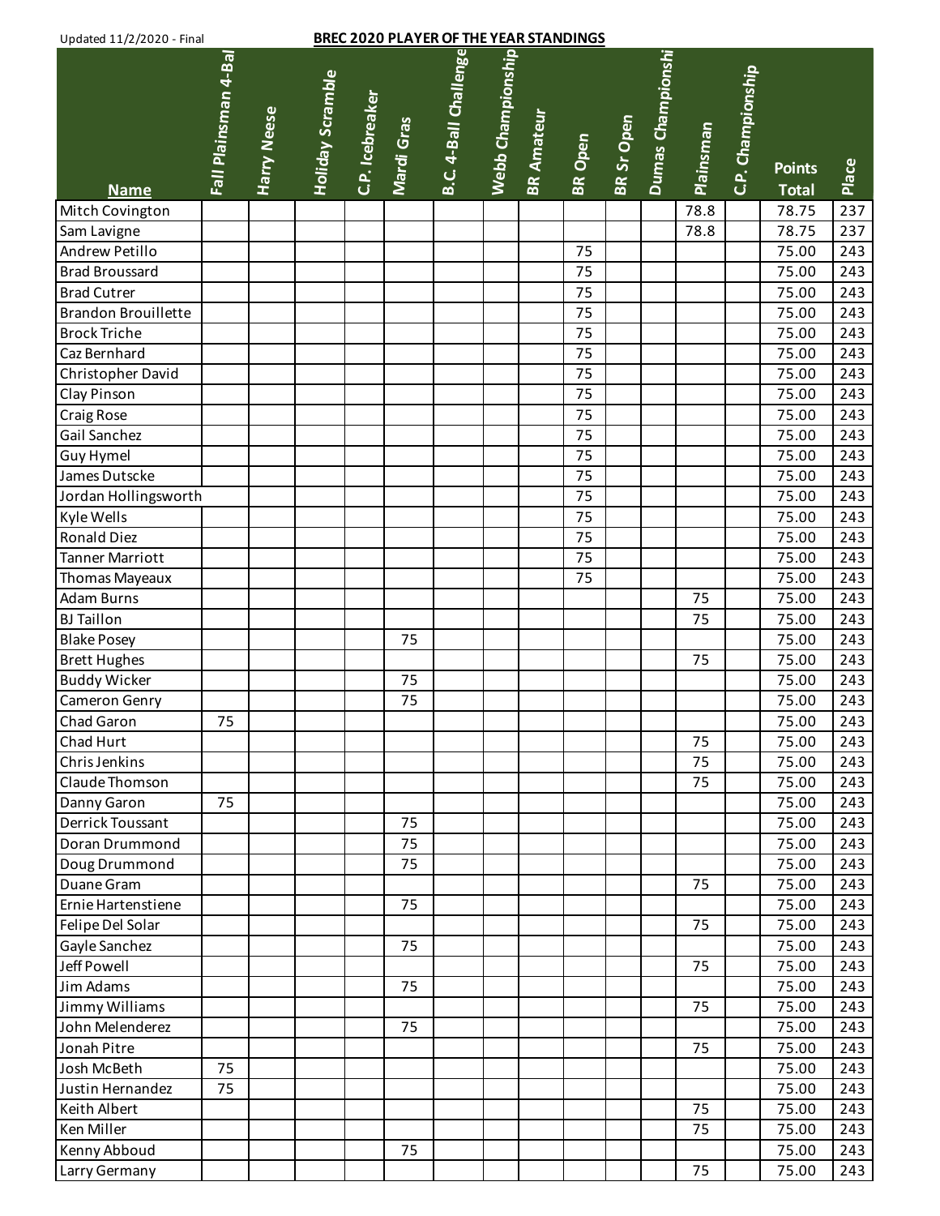Updated 11/2/2020 - Final

**BREC 2020 PLAYER OF THE YEAR STANDINGS**

| Name | Fall Plainsman 4-Bal | Harry Neese | Holiday Scramble | C.P. Icebreaker | Mardi Gras | B.C. 4-Ball Challenge | Webb Championship | BR Amateur | BR Open | BR Sr Open | Dumas Championshi | Plainsman | C.P. Championship | Points Total | Place |
|---|---|---|---|---|---|---|---|---|---|---|---|---|---|---|---|
| Mitch Covington | | | | | | | | | | | | 78.8 | | 78.75 | 237 |
| Sam Lavigne | | | | | | | | | | | | 78.8 | | 78.75 | 237 |
| Andrew Petillo | | | | | | | | | 75 | | | | | 75.00 | 243 |
| Brad Broussard | | | | | | | | | 75 | | | | | 75.00 | 243 |
| Brad Cutrer | | | | | | | | | 75 | | | | | 75.00 | 243 |
| Brandon Brouillette | | | | | | | | | 75 | | | | | 75.00 | 243 |
| Brock Triche | | | | | | | | | 75 | | | | | 75.00 | 243 |
| Caz Bernhard | | | | | | | | | 75 | | | | | 75.00 | 243 |
| Christopher David | | | | | | | | | 75 | | | | | 75.00 | 243 |
| Clay Pinson | | | | | | | | | 75 | | | | | 75.00 | 243 |
| Craig Rose | | | | | | | | | 75 | | | | | 75.00 | 243 |
| Gail Sanchez | | | | | | | | | 75 | | | | | 75.00 | 243 |
| Guy Hymel | | | | | | | | | 75 | | | | | 75.00 | 243 |
| James Dutscke | | | | | | | | | 75 | | | | | 75.00 | 243 |
| Jordan Hollingsworth | | | | | | | | | 75 | | | | | 75.00 | 243 |
| Kyle Wells | | | | | | | | | 75 | | | | | 75.00 | 243 |
| Ronald Diez | | | | | | | | | 75 | | | | | 75.00 | 243 |
| Tanner Marriott | | | | | | | | | 75 | | | | | 75.00 | 243 |
| Thomas Mayeaux | | | | | | | | | 75 | | | | | 75.00 | 243 |
| Adam Burns | | | | | | | | | | | | 75 | | 75.00 | 243 |
| BJ Taillon | | | | | | | | | | | | 75 | | 75.00 | 243 |
| Blake Posey | | | | | 75 | | | | | | | | | 75.00 | 243 |
| Brett Hughes | | | | | | | | | | | | 75 | | 75.00 | 243 |
| Buddy Wicker | | | | | 75 | | | | | | | | | 75.00 | 243 |
| Cameron Genry | | | | | 75 | | | | | | | | | 75.00 | 243 |
| Chad Garon | 75 | | | | | | | | | | | | | 75.00 | 243 |
| Chad Hurt | | | | | | | | | | | | 75 | | 75.00 | 243 |
| Chris Jenkins | | | | | | | | | | | | 75 | | 75.00 | 243 |
| Claude Thomson | | | | | | | | | | | | 75 | | 75.00 | 243 |
| Danny Garon | 75 | | | | | | | | | | | | | 75.00 | 243 |
| Derrick Toussant | | | | | 75 | | | | | | | | | 75.00 | 243 |
| Doran Drummond | | | | | 75 | | | | | | | | | 75.00 | 243 |
| Doug Drummond | | | | | 75 | | | | | | | | | 75.00 | 243 |
| Duane Gram | | | | | | | | | | | | 75 | | 75.00 | 243 |
| Ernie Hartenstiene | | | | | 75 | | | | | | | | | 75.00 | 243 |
| Felipe Del Solar | | | | | | | | | | | | 75 | | 75.00 | 243 |
| Gayle Sanchez | | | | | 75 | | | | | | | | | 75.00 | 243 |
| Jeff Powell | | | | | | | | | | | | 75 | | 75.00 | 243 |
| Jim Adams | | | | | 75 | | | | | | | | | 75.00 | 243 |
| Jimmy Williams | | | | | | | | | | | | 75 | | 75.00 | 243 |
| John Melenderez | | | | | 75 | | | | | | | | | 75.00 | 243 |
| Jonah Pitre | | | | | | | | | | | | 75 | | 75.00 | 243 |
| Josh McBeth | 75 | | | | | | | | | | | | | 75.00 | 243 |
| Justin Hernandez | 75 | | | | | | | | | | | | | 75.00 | 243 |
| Keith Albert | | | | | | | | | | | | 75 | | 75.00 | 243 |
| Ken Miller | | | | | | | | | | | | 75 | | 75.00 | 243 |
| Kenny Abboud | | | | | 75 | | | | | | | | | 75.00 | 243 |
| Larry Germany | | | | | | | | | | | | 75 | | 75.00 | 243 |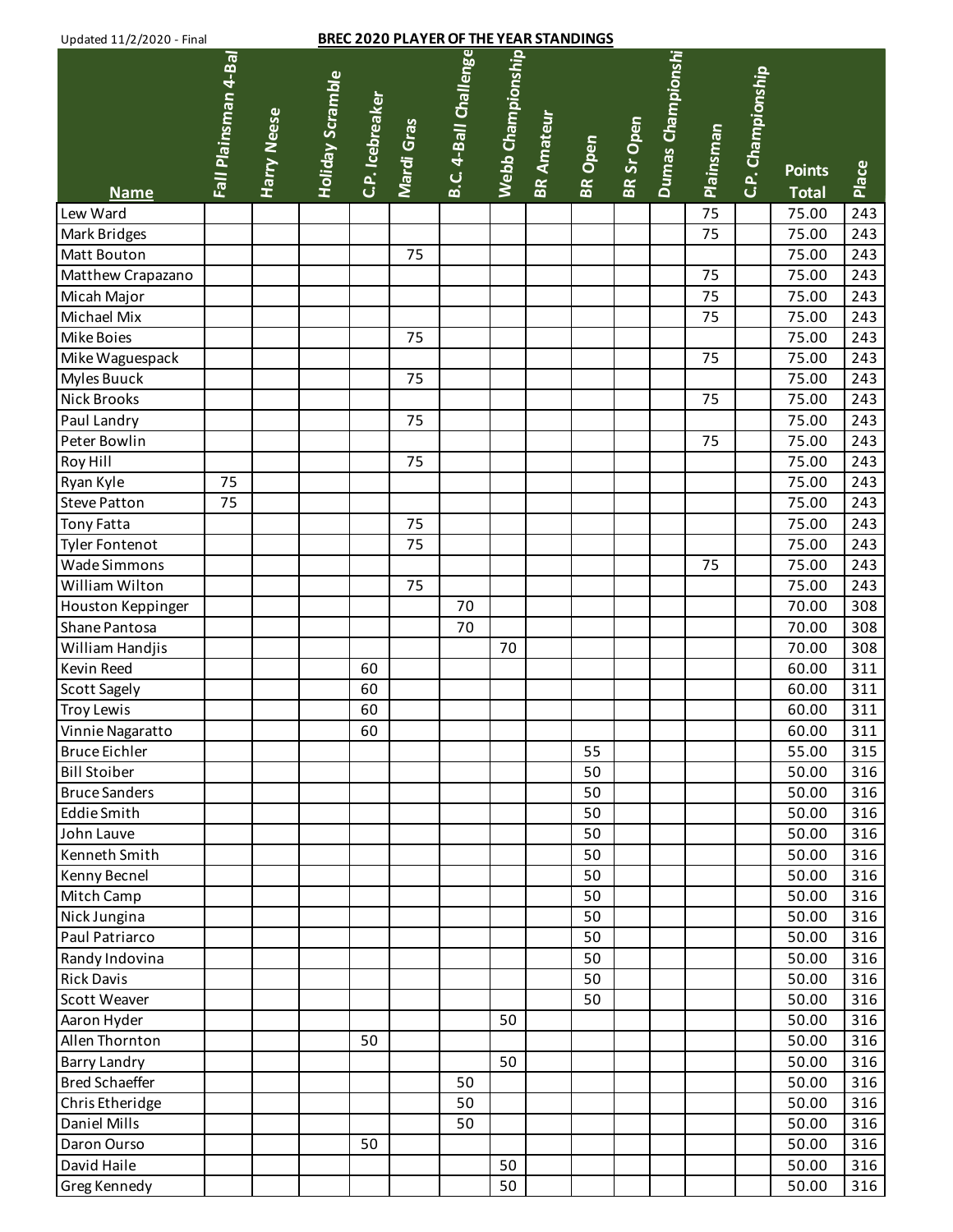Updated 11/2/2020 - Final

**BREC 2020 PLAYER OF THE YEAR STANDINGS**

| Name | Fall Plainsman 4-Bal | Harry Neese | Holiday Scramble | C.P. Icebreaker | Mardi Gras | B.C. 4-Ball Challenge | Webb Championship | BR Amateur | BR Open | BR Sr Open | Dumas Championshi | Plainsman | C.P. Championship | Points Total | Place |
|---|---|---|---|---|---|---|---|---|---|---|---|---|---|---|---|
| Lew Ward | | | | | | | | | | | | 75 | | 75.00 | 243 |
| Mark Bridges | | | | | | | | | | | | 75 | | 75.00 | 243 |
| Matt Bouton | | | | | 75 | | | | | | | | | 75.00 | 243 |
| Matthew Crapazano | | | | | | | | | | | | 75 | | 75.00 | 243 |
| Micah Major | | | | | | | | | | | | 75 | | 75.00 | 243 |
| Michael Mix | | | | | | | | | | | | 75 | | 75.00 | 243 |
| Mike Boies | | | | | 75 | | | | | | | | | 75.00 | 243 |
| Mike Waguespack | | | | | | | | | | | | 75 | | 75.00 | 243 |
| Myles Buuck | | | | | 75 | | | | | | | | | 75.00 | 243 |
| Nick Brooks | | | | | | | | | | | | 75 | | 75.00 | 243 |
| Paul Landry | | | | | 75 | | | | | | | | | 75.00 | 243 |
| Peter Bowlin | | | | | | | | | | | | 75 | | 75.00 | 243 |
| Roy Hill | | | | | 75 | | | | | | | | | 75.00 | 243 |
| Ryan Kyle | 75 | | | | | | | | | | | | | 75.00 | 243 |
| Steve Patton | 75 | | | | | | | | | | | | | 75.00 | 243 |
| Tony Fatta | | | | | 75 | | | | | | | | | 75.00 | 243 |
| Tyler Fontenot | | | | | 75 | | | | | | | | | 75.00 | 243 |
| Wade Simmons | | | | | | | | | | | | 75 | | 75.00 | 243 |
| William Wilton | | | | | 75 | | | | | | | | | 75.00 | 243 |
| Houston Keppinger | | | | | | 70 | | | | | | | | 70.00 | 308 |
| Shane Pantosa | | | | | | 70 | | | | | | | | 70.00 | 308 |
| William Handjis | | | | | | | 70 | | | | | | | 70.00 | 308 |
| Kevin Reed | | | | 60 | | | | | | | | | | 60.00 | 311 |
| Scott Sagely | | | | 60 | | | | | | | | | | 60.00 | 311 |
| Troy Lewis | | | | 60 | | | | | | | | | | 60.00 | 311 |
| Vinnie Nagaratto | | | | 60 | | | | | | | | | | 60.00 | 311 |
| Bruce Eichler | | | | | | | | | 55 | | | | | 55.00 | 315 |
| Bill Stoiber | | | | | | | | | 50 | | | | | 50.00 | 316 |
| Bruce Sanders | | | | | | | | | 50 | | | | | 50.00 | 316 |
| Eddie Smith | | | | | | | | | 50 | | | | | 50.00 | 316 |
| John Lauve | | | | | | | | | 50 | | | | | 50.00 | 316 |
| Kenneth Smith | | | | | | | | | 50 | | | | | 50.00 | 316 |
| Kenny Becnel | | | | | | | | | 50 | | | | | 50.00 | 316 |
| Mitch Camp | | | | | | | | | 50 | | | | | 50.00 | 316 |
| Nick Jungina | | | | | | | | | 50 | | | | | 50.00 | 316 |
| Paul Patriarco | | | | | | | | | 50 | | | | | 50.00 | 316 |
| Randy Indovina | | | | | | | | | 50 | | | | | 50.00 | 316 |
| Rick Davis | | | | | | | | | 50 | | | | | 50.00 | 316 |
| Scott Weaver | | | | | | | | | 50 | | | | | 50.00 | 316 |
| Aaron Hyder | | | | | | | 50 | | | | | | | 50.00 | 316 |
| Allen Thornton | | | | 50 | | | | | | | | | | 50.00 | 316 |
| Barry Landry | | | | | | | 50 | | | | | | | 50.00 | 316 |
| Bred Schaeffer | | | | | | 50 | | | | | | | | 50.00 | 316 |
| Chris Etheridge | | | | | | 50 | | | | | | | | 50.00 | 316 |
| Daniel Mills | | | | | | 50 | | | | | | | | 50.00 | 316 |
| Daron Ourso | | | | 50 | | | | | | | | | | 50.00 | 316 |
| David Haile | | | | | | | 50 | | | | | | | 50.00 | 316 |
| Greg Kennedy | | | | | | | 50 | | | | | | | 50.00 | 316 |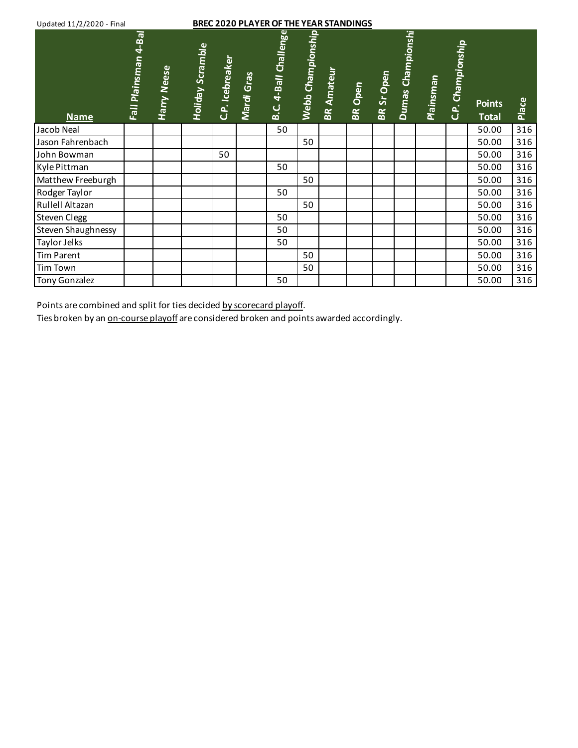Updated 11/2/2020 - Final

**BREC 2020 PLAYER OF THE YEAR STANDINGS**

| Name | Fall Plainsman 4-Bal | Harry Neese | Holiday Scramble | C.P. Icebreaker | Mardi Gras | B.C. 4-Ball Challenge | Webb Championship | BR Amateur | BR Open | BR Sr Open | Dumas Championshi | Plainsman | C.P. Championship | Points Total | Place |
|---|---|---|---|---|---|---|---|---|---|---|---|---|---|---|---|
| Jacob Neal | | | | | | 50 | | | | | | | | 50.00 | 316 |
| Jason Fahrenbach | | | | | | | 50 | | | | | | | 50.00 | 316 |
| John Bowman | | | | 50 | | | | | | | | | | 50.00 | 316 |
| Kyle Pittman | | | | | | 50 | | | | | | | | 50.00 | 316 |
| Matthew Freeburgh | | | | | | | 50 | | | | | | | 50.00 | 316 |
| Rodger Taylor | | | | | | 50 | | | | | | | | 50.00 | 316 |
| Rullell Altazan | | | | | | | 50 | | | | | | | 50.00 | 316 |
| Steven Clegg | | | | | | 50 | | | | | | | | 50.00 | 316 |
| Steven Shaughnessy | | | | | | 50 | | | | | | | | 50.00 | 316 |
| Taylor Jelks | | | | | | 50 | | | | | | | | 50.00 | 316 |
| Tim Parent | | | | | | | 50 | | | | | | | 50.00 | 316 |
| Tim Town | | | | | | | 50 | | | | | | | 50.00 | 316 |
| Tony Gonzalez | | | | | | 50 | | | | | | | | 50.00 | 316 |

Points are combined and split for ties decided by scorecard playoff.

Ties broken by an on-course playoff are considered broken and points awarded accordingly.